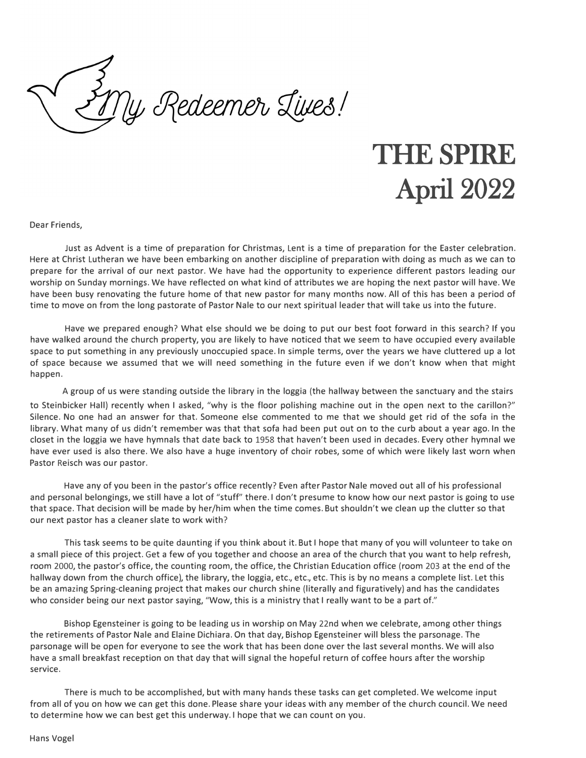*My Redeemer Lives!*

# THE SPIRE
## April 2022

Dear Friends,

Just as Advent is a time of preparation for Christmas, Lent is a time of preparation for the Easter celebration. Here at Christ Lutheran we have been embarking on another discipline of preparation with doing as much as we can to prepare for the arrival of our next pastor. We have had the opportunity to experience different pastors leading our worship on Sunday mornings. We have reflected on what kind of attributes we are hoping the next pastor will have. We have been busy renovating the future home of that new pastor for many months now. All of this has been a period of time to move on from the long pastorate of Pastor Nale to our next spiritual leader that will take us into the future.

Have we prepared enough? What else should we be doing to put our best foot forward in this search? If you have walked around the church property, you are likely to have noticed that we seem to have occupied every available space to put something in any previously unoccupied space. In simple terms, over the years we have cluttered up a lot of space because we assumed that we will need something in the future even if we don't know when that might happen.

A group of us were standing outside the library in the loggia (the hallway between the sanctuary and the stairs to Steinbicker Hall) recently when I asked, "why is the floor polishing machine out in the open next to the carillon?" Silence. No one had an answer for that. Someone else commented to me that we should get rid of the sofa in the library. What many of us didn't remember was that that sofa had been put out on to the curb about a year ago. In the closet in the loggia we have hymnals that date back to 1958 that haven't been used in decades. Every other hymnal we have ever used is also there. We also have a huge inventory of choir robes, some of which were likely last worn when Pastor Reisch was our pastor.

Have any of you been in the pastor's office recently? Even after Pastor Nale moved out all of his professional and personal belongings, we still have a lot of "stuff" there. I don't presume to know how our next pastor is going to use that space. That decision will be made by her/him when the time comes. But shouldn't we clean up the clutter so that our next pastor has a cleaner slate to work with?

This task seems to be quite daunting if you think about it. But I hope that many of you will volunteer to take on a small piece of this project. Get a few of you together and choose an area of the church that you want to help refresh, room 2000, the pastor's office, the counting room, the office, the Christian Education office (room 203 at the end of the hallway down from the church office), the library, the loggia, etc., etc., etc. This is by no means a complete list. Let this be an amazing Spring-cleaning project that makes our church shine (literally and figuratively) and has the candidates who consider being our next pastor saying, "Wow, this is a ministry that I really want to be a part of."

Bishop Egensteiner is going to be leading us in worship on May 22nd when we celebrate, among other things the retirements of Pastor Nale and Elaine Dichiara. On that day, Bishop Egensteiner will bless the parsonage. The parsonage will be open for everyone to see the work that has been done over the last several months. We will also have a small breakfast reception on that day that will signal the hopeful return of coffee hours after the worship service.

There is much to be accomplished, but with many hands these tasks can get completed. We welcome input from all of you on how we can get this done. Please share your ideas with any member of the church council. We need to determine how we can best get this underway. I hope that we can count on you.

Hans Vogel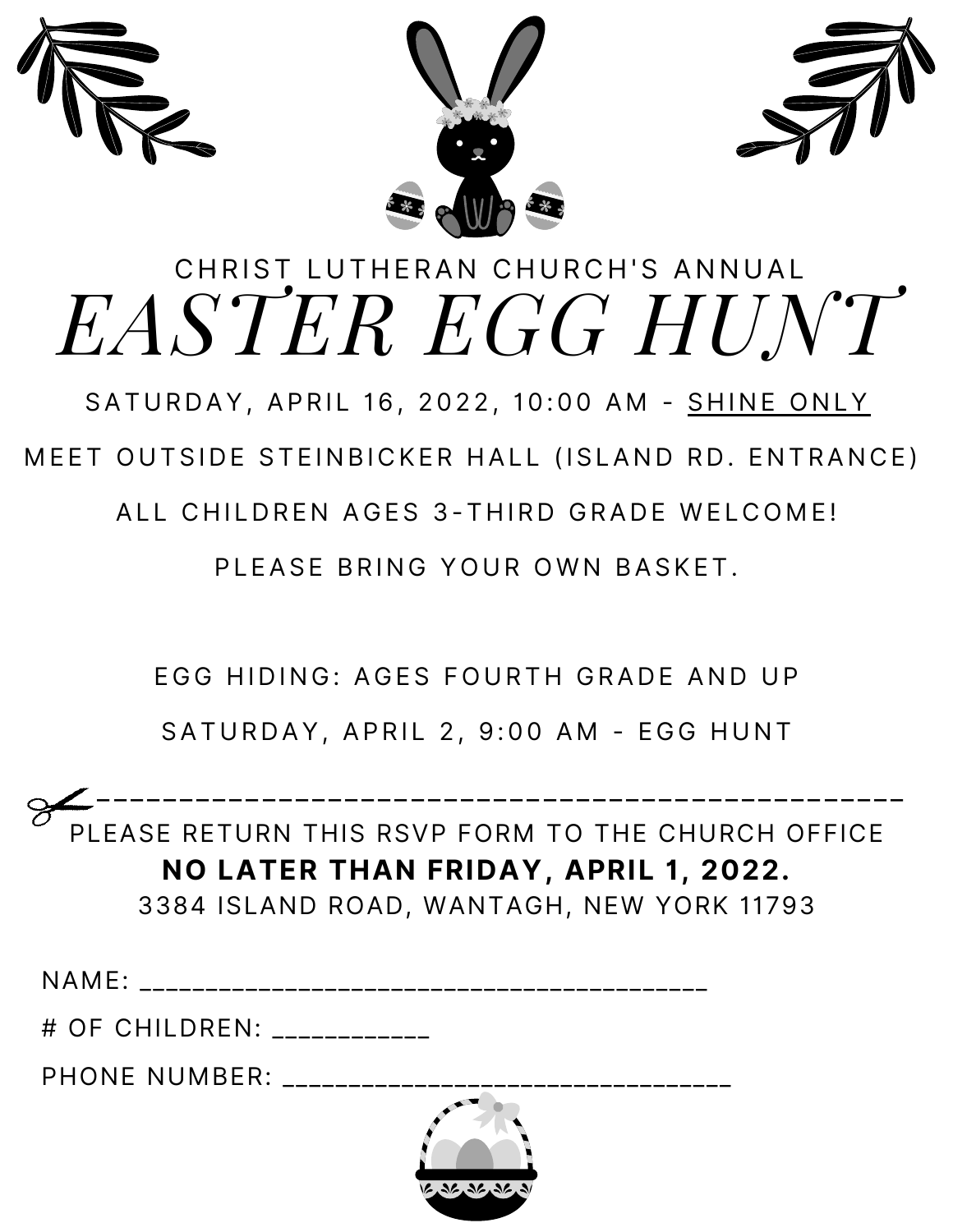CHRIST LUTHERAN CHURCH'S ANNUAL

# *EASTER EGG HUNT*

SATURDAY, APRIL 16, 2022, 10:00 AM - SHINE ONLY

MEET OUTSIDE STEINBICKER HALL (ISLAND RD. ENTRANCE)

ALL CHILDREN AGES 3-THIRD GRADE WELCOME!

PLEASE BRING YOUR OWN BASKET.

EGG HIDING: AGES FOURTH GRADE AND UP

SATURDAY, APRIL 2, 9:00 AM - EGG HUNT

---

PLEASE RETURN THIS RSVP FORM TO THE CHURCH OFFICE

**NO LATER THAN FRIDAY, APRIL 1, 2022.**

3384 ISLAND ROAD, WANTAGH, NEW YORK 11793

NAME: ________________________________________

# OF CHILDREN: ____________

PHONE NUMBER: ________________________________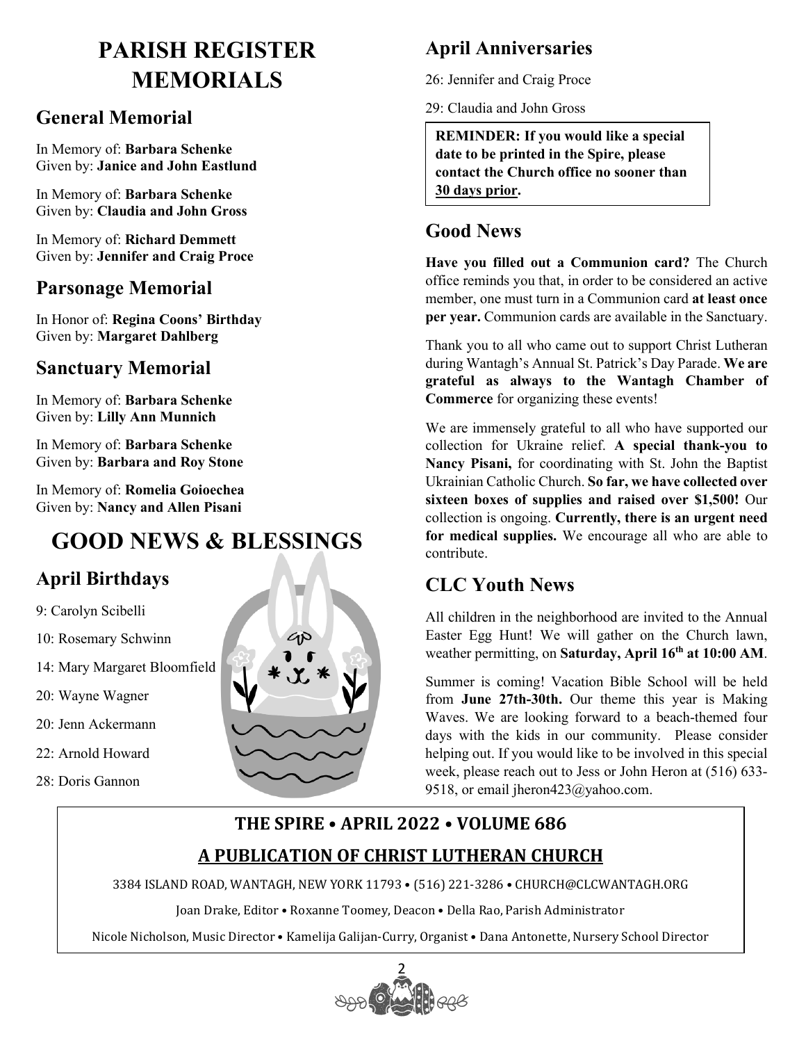# PARISH REGISTER MEMORIALS

## General Memorial

In Memory of: **Barbara Schenke**
Given by: **Janice and John Eastlund**

In Memory of: **Barbara Schenke**
Given by: **Claudia and John Gross**

In Memory of: **Richard Demmett**
Given by: **Jennifer and Craig Proce**

## Parsonage Memorial

In Honor of: **Regina Coons' Birthday**
Given by: **Margaret Dahlberg**

## Sanctuary Memorial

In Memory of: **Barbara Schenke**
Given by: **Lilly Ann Munnich**

In Memory of: **Barbara Schenke**
Given by: **Barbara and Roy Stone**

In Memory of: **Romelia Goioechea**
Given by: **Nancy and Allen Pisani**

# GOOD NEWS & BLESSINGS

## April Birthdays

9: Carolyn Scibelli

10: Rosemary Schwinn

14: Mary Margaret Bloomfield

20: Wayne Wagner

20: Jenn Ackermann

22: Arnold Howard

28: Doris Gannon

## April Anniversaries

26: Jennifer and Craig Proce

29: Claudia and John Gross

**REMINDER: If you would like a special date to be printed in the Spire, please contact the Church office no sooner than 30 days prior.**

## Good News

**Have you filled out a Communion card?** The Church office reminds you that, in order to be considered an active member, one must turn in a Communion card **at least once per year.** Communion cards are available in the Sanctuary.

Thank you to all who came out to support Christ Lutheran during Wantagh's Annual St. Patrick's Day Parade. **We are grateful as always to the Wantagh Chamber of Commerce** for organizing these events!

We are immensely grateful to all who have supported our collection for Ukraine relief. **A special thank-you to Nancy Pisani,** for coordinating with St. John the Baptist Ukrainian Catholic Church. **So far, we have collected over sixteen boxes of supplies and raised over $1,500!** Our collection is ongoing. **Currently, there is an urgent need for medical supplies.** We encourage all who are able to contribute.

## CLC Youth News

All children in the neighborhood are invited to the Annual Easter Egg Hunt! We will gather on the Church lawn, weather permitting, on **Saturday, April 16th at 10:00 AM**.

Summer is coming! Vacation Bible School will be held from **June 27th-30th.** Our theme this year is Making Waves. We are looking forward to a beach-themed four days with the kids in our community. Please consider helping out. If you would like to be involved in this special week, please reach out to Jess or John Heron at (516) 633-9518, or email jheron423@yahoo.com.

**THE SPIRE • APRIL 2022 • VOLUME 686**

**A PUBLICATION OF CHRIST LUTHERAN CHURCH**

3384 ISLAND ROAD, WANTAGH, NEW YORK 11793 • (516) 221-3286 • CHURCH@CLCWANTAGH.ORG

Joan Drake, Editor • Roxanne Toomey, Deacon • Della Rao, Parish Administrator

Nicole Nicholson, Music Director • Kamelija Galijan-Curry, Organist • Dana Antonette, Nursery School Director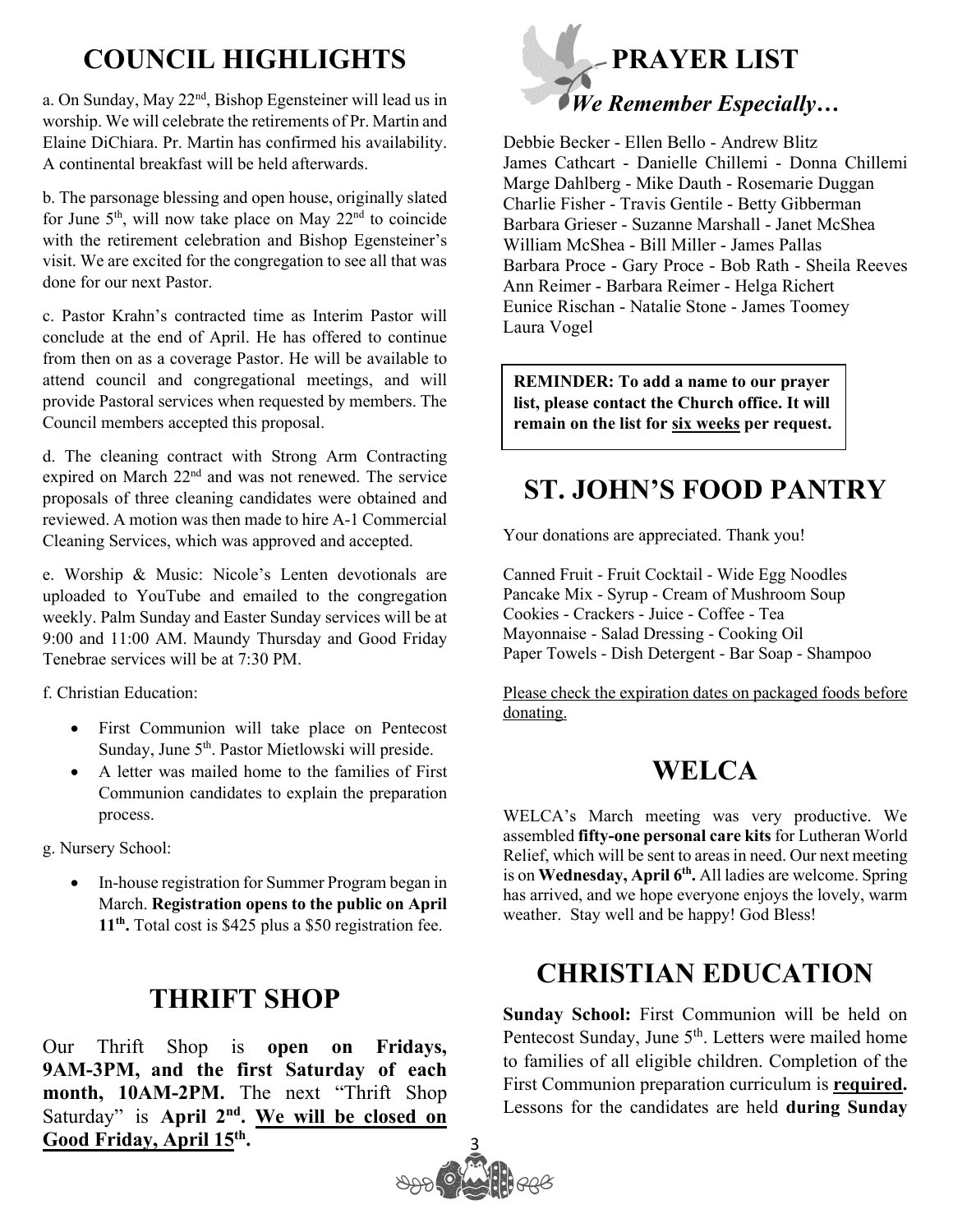# COUNCIL HIGHLIGHTS

a. On Sunday, May 22nd, Bishop Egensteiner will lead us in worship. We will celebrate the retirements of Pr. Martin and Elaine DiChiara. Pr. Martin has confirmed his availability. A continental breakfast will be held afterwards.

b. The parsonage blessing and open house, originally slated for June 5th, will now take place on May 22nd to coincide with the retirement celebration and Bishop Egensteiner's visit. We are excited for the congregation to see all that was done for our next Pastor.

c. Pastor Krahn's contracted time as Interim Pastor will conclude at the end of April. He has offered to continue from then on as a coverage Pastor. He will be available to attend council and congregational meetings, and will provide Pastoral services when requested by members. The Council members accepted this proposal.

d. The cleaning contract with Strong Arm Contracting expired on March 22nd and was not renewed. The service proposals of three cleaning candidates were obtained and reviewed. A motion was then made to hire A-1 Commercial Cleaning Services, which was approved and accepted.

e. Worship & Music: Nicole's Lenten devotionals are uploaded to YouTube and emailed to the congregation weekly. Palm Sunday and Easter Sunday services will be at 9:00 and 11:00 AM. Maundy Thursday and Good Friday Tenebrae services will be at 7:30 PM.

f. Christian Education:

- First Communion will take place on Pentecost Sunday, June 5th. Pastor Mietlowski will preside.
- A letter was mailed home to the families of First Communion candidates to explain the preparation process.

g. Nursery School:

- In-house registration for Summer Program began in March. **Registration opens to the public on April 11th.** Total cost is $425 plus a $50 registration fee.

# THRIFT SHOP

Our Thrift Shop is **open on Fridays, 9AM-3PM, and the first Saturday of each month, 10AM-2PM.** The next "Thrift Shop Saturday" is **April 2nd. We will be closed on Good Friday, April 15th.**

# PRAYER LIST

### *We Remember Especially…*

Debbie Becker - Ellen Bello - Andrew Blitz
James Cathcart - Danielle Chillemi - Donna Chillemi
Marge Dahlberg - Mike Dauth - Rosemarie Duggan
Charlie Fisher - Travis Gentile - Betty Gibberman
Barbara Grieser - Suzanne Marshall - Janet McShea
William McShea - Bill Miller - James Pallas
Barbara Proce - Gary Proce - Bob Rath - Sheila Reeves
Ann Reimer - Barbara Reimer - Helga Richert
Eunice Rischan - Natalie Stone - James Toomey
Laura Vogel

**REMINDER: To add a name to our prayer list, please contact the Church office. It will remain on the list for six weeks per request.**

# ST. JOHN'S FOOD PANTRY

Your donations are appreciated. Thank you!

Canned Fruit - Fruit Cocktail - Wide Egg Noodles
Pancake Mix - Syrup - Cream of Mushroom Soup
Cookies - Crackers - Juice - Coffee - Tea
Mayonnaise - Salad Dressing - Cooking Oil
Paper Towels - Dish Detergent - Bar Soap - Shampoo

Please check the expiration dates on packaged foods before donating.

# WELCA

WELCA's March meeting was very productive. We assembled **fifty-one personal care kits** for Lutheran World Relief, which will be sent to areas in need. Our next meeting is on **Wednesday, April 6th.** All ladies are welcome. Spring has arrived, and we hope everyone enjoys the lovely, warm weather. Stay well and be happy! God Bless!

# CHRISTIAN EDUCATION

**Sunday School:** First Communion will be held on Pentecost Sunday, June 5th. Letters were mailed home to families of all eligible children. Completion of the First Communion preparation curriculum is **required.** Lessons for the candidates are held **during Sunday**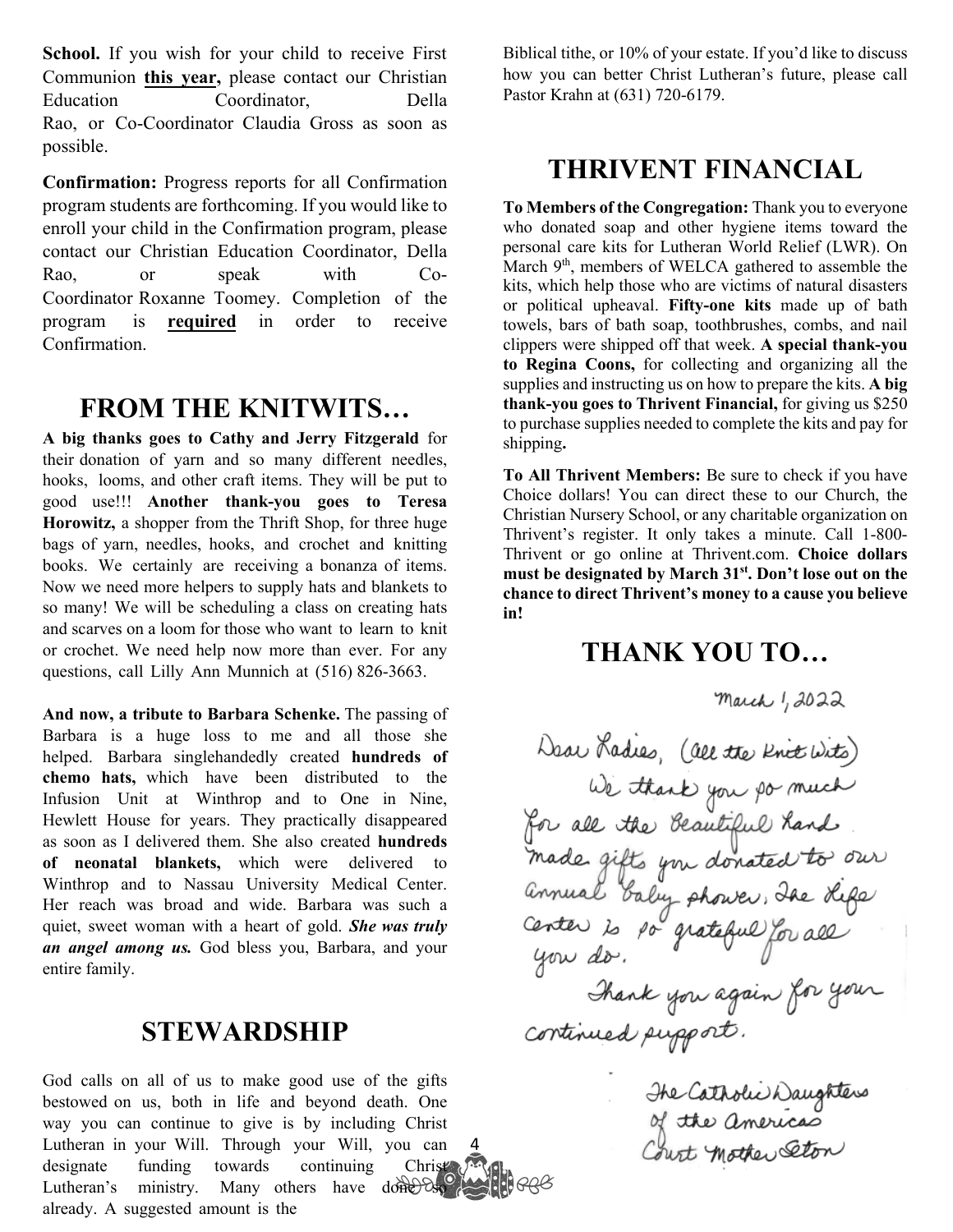**School.** If you wish for your child to receive First Communion **this year,** please contact our Christian Education Coordinator, Della Rao, or Co-Coordinator Claudia Gross as soon as possible.

**Confirmation:** Progress reports for all Confirmation program students are forthcoming. If you would like to enroll your child in the Confirmation program, please contact our Christian Education Coordinator, Della Rao, or speak with Co-Coordinator Roxanne Toomey. Completion of the program is **required** in order to receive Confirmation.

## FROM THE KNITWITS…

**A big thanks goes to Cathy and Jerry Fitzgerald** for their donation of yarn and so many different needles, hooks, looms, and other craft items. They will be put to good use!!! **Another thank-you goes to Teresa Horowitz,** a shopper from the Thrift Shop, for three huge bags of yarn, needles, hooks, and crochet and knitting books. We certainly are receiving a bonanza of items. Now we need more helpers to supply hats and blankets to so many! We will be scheduling a class on creating hats and scarves on a loom for those who want to learn to knit or crochet. We need help now more than ever. For any questions, call Lilly Ann Munnich at (516) 826-3663.

**And now, a tribute to Barbara Schenke.** The passing of Barbara is a huge loss to me and all those she helped. Barbara singlehandedly created **hundreds of chemo hats,** which have been distributed to the Infusion Unit at Winthrop and to One in Nine, Hewlett House for years. They practically disappeared as soon as I delivered them. She also created **hundreds of neonatal blankets,** which were delivered to Winthrop and to Nassau University Medical Center. Her reach was broad and wide. Barbara was such a quiet, sweet woman with a heart of gold. ***She was truly an angel among us.*** God bless you, Barbara, and your entire family.

## STEWARDSHIP

God calls on all of us to make good use of the gifts bestowed on us, both in life and beyond death. One way you can continue to give is by including Christ Lutheran in your Will. Through your Will, you can designate funding towards continuing Christ Lutheran's ministry. Many others have done so already. A suggested amount is the Biblical tithe, or 10% of your estate. If you'd like to discuss how you can better Christ Lutheran's future, please call Pastor Krahn at (631) 720-6179.

## THRIVENT FINANCIAL

**To Members of the Congregation:** Thank you to everyone who donated soap and other hygiene items toward the personal care kits for Lutheran World Relief (LWR). On March 9th, members of WELCA gathered to assemble the kits, which help those who are victims of natural disasters or political upheaval. **Fifty-one kits** made up of bath towels, bars of bath soap, toothbrushes, combs, and nail clippers were shipped off that week. **A special thank-you to Regina Coons,** for collecting and organizing all the supplies and instructing us on how to prepare the kits. **A big thank-you goes to Thrivent Financial,** for giving us $250 to purchase supplies needed to complete the kits and pay for shipping**.**

**To All Thrivent Members:** Be sure to check if you have Choice dollars! You can direct these to our Church, the Christian Nursery School, or any charitable organization on Thrivent's register. It only takes a minute. Call 1-800-Thrivent or go online at Thrivent.com. **Choice dollars must be designated by March 31st. Don't lose out on the chance to direct Thrivent's money to a cause you believe in!**

## THANK YOU TO…

March 1, 2022

Dear Ladies, (All the Knit Wits)

We thank you so much for all the Beautiful hand made gifts you donated to our annual baby shower. The Life Center is so grateful for all you do.

Thank you again for your continued support.

The Catholic Daughters of the Americas Court Mother Seton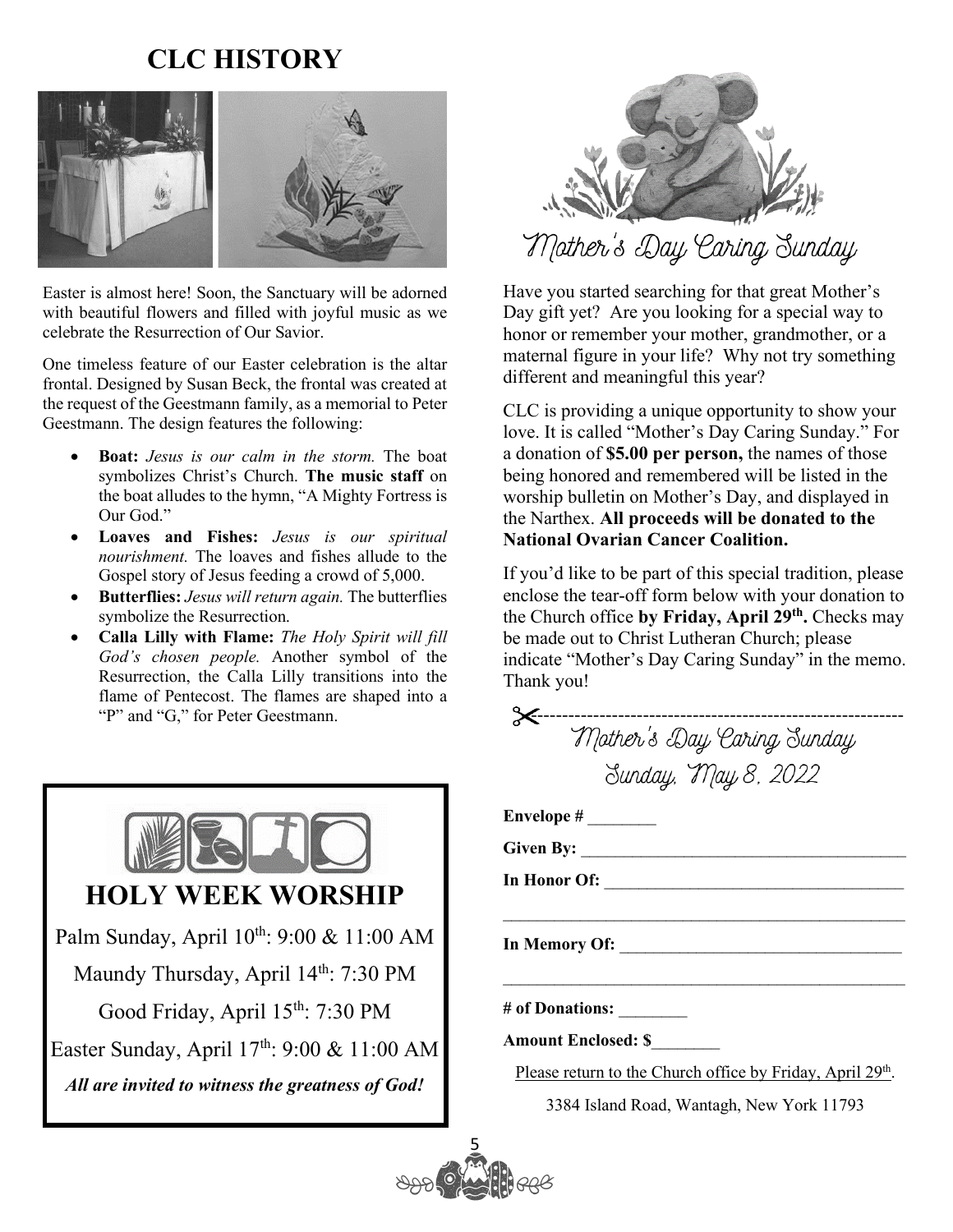# CLC HISTORY

Easter is almost here! Soon, the Sanctuary will be adorned with beautiful flowers and filled with joyful music as we celebrate the Resurrection of Our Savior.

One timeless feature of our Easter celebration is the altar frontal. Designed by Susan Beck, the frontal was created at the request of the Geestmann family, as a memorial to Peter Geestmann. The design features the following:

- **Boat:** *Jesus is our calm in the storm.* The boat symbolizes Christ's Church. **The music staff** on the boat alludes to the hymn, "A Mighty Fortress is Our God."
- **Loaves and Fishes:** *Jesus is our spiritual nourishment.* The loaves and fishes allude to the Gospel story of Jesus feeding a crowd of 5,000.
- **Butterflies:** *Jesus will return again.* The butterflies symbolize the Resurrection.
- **Calla Lilly with Flame:** *The Holy Spirit will fill God's chosen people.* Another symbol of the Resurrection, the Calla Lilly transitions into the flame of Pentecost. The flames are shaped into a "P" and "G," for Peter Geestmann.

## HOLY WEEK WORSHIP

Palm Sunday, April 10th: 9:00 & 11:00 AM

Maundy Thursday, April 14th: 7:30 PM

Good Friday, April 15th: 7:30 PM

Easter Sunday, April 17th: 9:00 & 11:00 AM

***All are invited to witness the greatness of God!***

## Mother's Day Caring Sunday

Have you started searching for that great Mother's Day gift yet? Are you looking for a special way to honor or remember your mother, grandmother, or a maternal figure in your life? Why not try something different and meaningful this year?

CLC is providing a unique opportunity to show your love. It is called "Mother's Day Caring Sunday." For a donation of **$5.00 per person,** the names of those being honored and remembered will be listed in the worship bulletin on Mother's Day, and displayed in the Narthex. **All proceeds will be donated to the National Ovarian Cancer Coalition.**

If you'd like to be part of this special tradition, please enclose the tear-off form below with your donation to the Church office **by Friday, April 29th.** Checks may be made out to Christ Lutheran Church; please indicate "Mother's Day Caring Sunday" in the memo. Thank you!

---

### Mother's Day Caring Sunday
### Sunday, May 8, 2022

**Envelope #** ________

**Given By:** ______________________________________

**In Honor Of:** ___________________________________

_______________________________________________

**In Memory Of:** _________________________________

_______________________________________________

**# of Donations:** ________

**Amount Enclosed: $**________

Please return to the Church office by Friday, April 29th.

3384 Island Road, Wantagh, New York 11793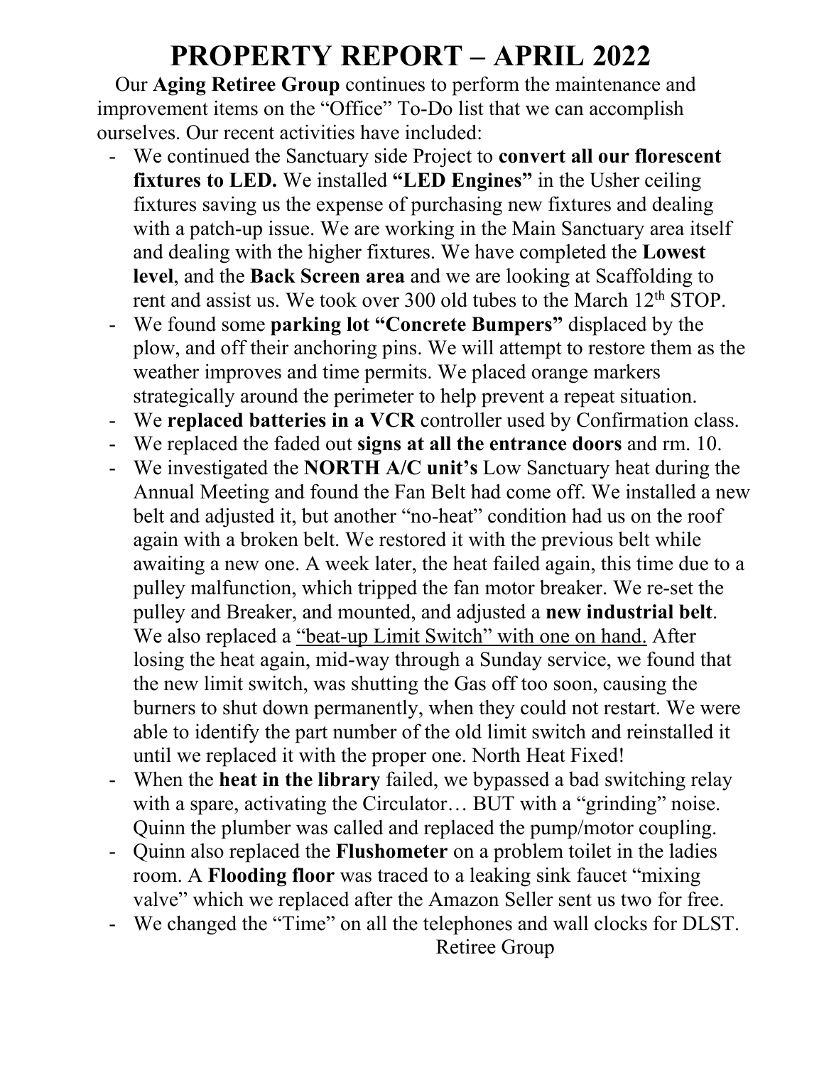# PROPERTY REPORT – APRIL 2022

Our **Aging Retiree Group** continues to perform the maintenance and improvement items on the "Office" To-Do list that we can accomplish ourselves. Our recent activities have included:

- We continued the Sanctuary side Project to **convert all our florescent fixtures to LED.** We installed **"LED Engines"** in the Usher ceiling fixtures saving us the expense of purchasing new fixtures and dealing with a patch-up issue. We are working in the Main Sanctuary area itself and dealing with the higher fixtures. We have completed the **Lowest level**, and the **Back Screen area** and we are looking at Scaffolding to rent and assist us. We took over 300 old tubes to the March 12th STOP.
- We found some **parking lot "Concrete Bumpers"** displaced by the plow, and off their anchoring pins. We will attempt to restore them as the weather improves and time permits. We placed orange markers strategically around the perimeter to help prevent a repeat situation.
- We **replaced batteries in a VCR** controller used by Confirmation class.
- We replaced the faded out **signs at all the entrance doors** and rm. 10.
- We investigated the **NORTH A/C unit's** Low Sanctuary heat during the Annual Meeting and found the Fan Belt had come off. We installed a new belt and adjusted it, but another "no-heat" condition had us on the roof again with a broken belt. We restored it with the previous belt while awaiting a new one. A week later, the heat failed again, this time due to a pulley malfunction, which tripped the fan motor breaker. We re-set the pulley and Breaker, and mounted, and adjusted a **new industrial belt**. We also replaced a <u>"beat-up Limit Switch" with one on hand.</u> After losing the heat again, mid-way through a Sunday service, we found that the new limit switch, was shutting the Gas off too soon, causing the burners to shut down permanently, when they could not restart. We were able to identify the part number of the old limit switch and reinstalled it until we replaced it with the proper one. North Heat Fixed!
- When the **heat in the library** failed, we bypassed a bad switching relay with a spare, activating the Circulator… BUT with a "grinding" noise. Quinn the plumber was called and replaced the pump/motor coupling.
- Quinn also replaced the **Flushometer** on a problem toilet in the ladies room. A **Flooding floor** was traced to a leaking sink faucet "mixing valve" which we replaced after the Amazon Seller sent us two for free.
- We changed the "Time" on all the telephones and wall clocks for DLST.

Retiree Group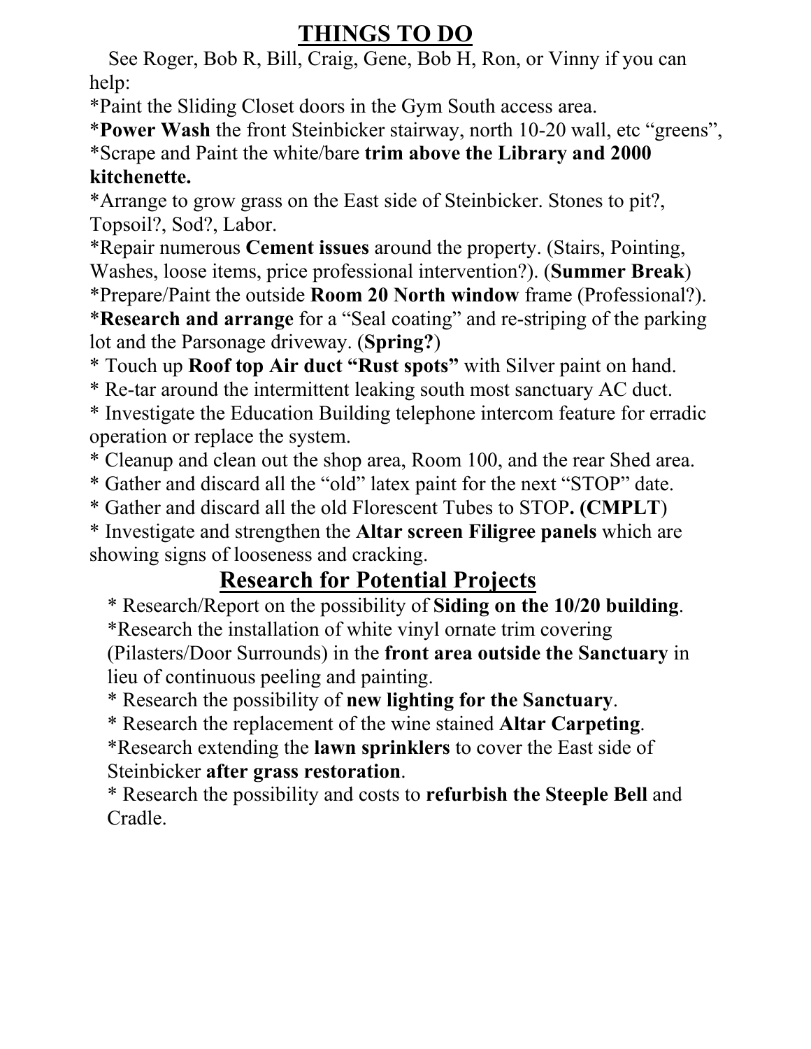## THINGS TO DO

See Roger, Bob R, Bill, Craig, Gene, Bob H, Ron, or Vinny if you can help:

*Paint the Sliding Closet doors in the Gym South access area.

***Power Wash** the front Steinbicker stairway, north 10-20 wall, etc "greens",

*Scrape and Paint the white/bare **trim above the Library and 2000 kitchenette.**

*Arrange to grow grass on the East side of Steinbicker. Stones to pit?, Topsoil?, Sod?, Labor.

*Repair numerous **Cement issues** around the property. (Stairs, Pointing, Washes, loose items, price professional intervention?). (**Summer Break**)

*Prepare/Paint the outside **Room 20 North window** frame (Professional?).

***Research and arrange** for a "Seal coating" and re-striping of the parking lot and the Parsonage driveway. (**Spring?**)

* Touch up **Roof top Air duct "Rust spots"** with Silver paint on hand.

* Re-tar around the intermittent leaking south most sanctuary AC duct.

* Investigate the Education Building telephone intercom feature for erradic operation or replace the system.

* Cleanup and clean out the shop area, Room 100, and the rear Shed area.

* Gather and discard all the "old" latex paint for the next "STOP" date.

* Gather and discard all the old Florescent Tubes to STOP**. (CMPLT**)

* Investigate and strengthen the **Altar screen Filigree panels** which are showing signs of looseness and cracking.

## Research for Potential Projects

* Research/Report on the possibility of **Siding on the 10/20 building**.

*Research the installation of white vinyl ornate trim covering (Pilasters/Door Surrounds) in the **front area outside the Sanctuary** in lieu of continuous peeling and painting.

* Research the possibility of **new lighting for the Sanctuary**.

* Research the replacement of the wine stained **Altar Carpeting**.

*Research extending the **lawn sprinklers** to cover the East side of Steinbicker **after grass restoration**.

* Research the possibility and costs to **refurbish the Steeple Bell** and Cradle.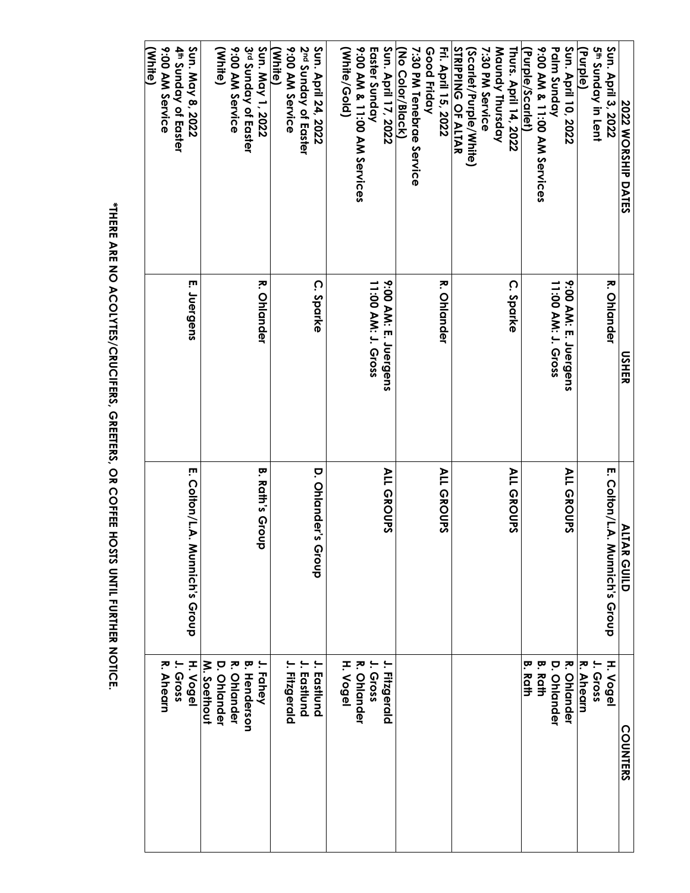| 2022 WORSHIP DATES | USHER | ALTAR GUILD | COUNTERS |
|---|---|---|---|
| **Sun. April 3, 2022**<br>**5th Sunday in Lent**<br>**(Purple)** | **R. Ohlander** | **E. Colton/L.A. Munnich's Group** | **H. Vogel**<br>**J. Gross**<br>**R. Ahearn** |
| **Sun. April 10, 2022**<br>**Palm Sunday**<br>**9:00 AM & 11:00 AM Services**<br>**(Purple/Scarlet)** | **9:00 AM: E. Juergens**<br>**11:00 AM: J. Gross** | **ALL GROUPS** | **R. Ohlander**<br>**D. Ohlander**<br>**B. Rath**<br>**B. Rath** |
| **Thurs. April 14, 2022**<br>**Maundy Thursday**<br>**7:30 PM Service**<br>**(Scarlet/Purple/White)**<br>**STRIPPING OF ALTAR** | **C. Sparke** | **ALL GROUPS** | |
| **Fri. April 15, 2022**<br>**Good Friday**<br>**7:30 PM Tenebrae Service**<br>**(No Color/Black)** | **R. Ohlander** | **ALL GROUPS** | |
| **Sun. April 17, 2022**<br>**Easter Sunday**<br>**9:00 AM & 11:00 AM Services**<br>**(White/Gold)** | **9:00 AM: E. Juergens**<br>**11:00 AM: J. Gross** | **ALL GROUPS** | **J. Fitzgerald**<br>**J. Gross**<br>**R. Ohlander**<br>**H. Vogel** |
| **Sun. April 24, 2022**<br>**2nd Sunday of Easter**<br>**9:00 AM Service**<br>**(White)** | **C. Sparke** | **D. Ohlander's Group** | **J. Eastlund**<br>**J. Eastlund**<br>**J. Fitzgerald** |
| **Sun. May 1, 2022**<br>**3rd Sunday of Easter**<br>**9:00 AM Service**<br>**(White)** | **R. Ohlander** | **B. Rath's Group** | **J. Fahey**<br>**B. Henderson**<br>**R. Ohlander**<br>**D. Ohlander**<br>**M. Soethout** |
| **Sun. May 8, 2022**<br>**4th Sunday of Easter**<br>**9:00 AM Service**<br>**(White)** | **E. Juergens** | **E. Colton/L.A. Munnich's Group** | **H. Vogel**<br>**J. Gross**<br>**R. Ahearn** |

**\*THERE ARE NO ACOLYTES/CRUCIFERS, GREETERS, OR COFFEE HOSTS UNTIL FURTHER NOTICE.**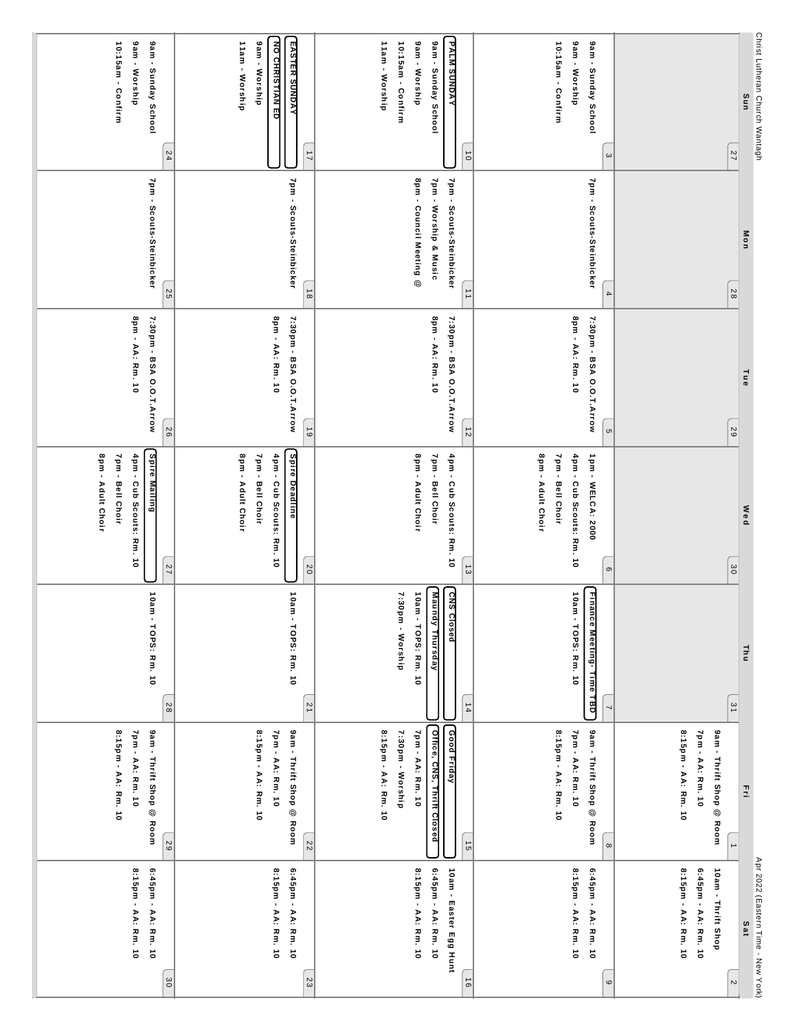Christ Lutheran Church Wantagh

Apr 2022 (Eastern Time - New York)

| Sun | Mon | Tue | Wed | Thu | Fri | Sat |
|---|---|---|---|---|---|---|
| 27 | 28 | 29 | 30 | 31 | 1<br>9am - Thrift Shop @ Room<br>7pm - AA: Rm. 10<br>8:15pm - AA: Rm. 10 | 2<br>10am - Thrift Shop<br>6:45pm - AA: Rm. 10<br>8:15pm - AA: Rm. 10 |
| 3<br>9am - Sunday School<br>9am - Worship<br>10:15am - Confirm | 4<br>7pm - Scouts-Steinbicker | 5<br>7:30pm - BSA O.O.T.Arrow<br>8pm - AA: Rm. 10 | 6<br>1pm - WELCA: 2000<br>4pm - Cub Scouts: Rm. 10<br>7pm - Bell Choir<br>8pm - Adult Choir | 7<br>Finance Meeting- Time TBD<br>10am - TOPS: Rm. 10 | 8<br>9am - Thrift Shop @ Room<br>7pm - AA: Rm. 10<br>8:15pm - AA: Rm. 10 | 9<br>6:45pm - AA: Rm. 10<br>8:15pm - AA: Rm. 10 |
| 10<br>PALM SUNDAY<br>9am - Sunday School<br>9am - Worship<br>10:15am - Confirm<br>11am - Worship | 11<br>7pm - Scouts-Steinbicker<br>7pm - Worship & Music<br>8pm - Council Meeting @ | 12<br>7:30pm - BSA O.O.T.Arrow<br>8pm - AA: Rm. 10 | 13<br>4pm - Cub Scouts: Rm. 10<br>7pm - Bell Choir<br>8pm - Adult Choir | 14<br>CNS Closed<br>Maundy Thursday<br>10am - TOPS: Rm. 10<br>7:30pm - Worship | 15<br>Good Friday<br>Office, CNS, Thrift Closed<br>7pm - AA: Rm. 10<br>7:30pm - Worship<br>8:15pm - AA: Rm. 10 | 16<br>10am - Easter Egg Hunt<br>6:45pm - AA: Rm. 10<br>8:15pm - AA: Rm. 10 |
| 17<br>EASTER SUNDAY<br>NO CHRISTIAN ED<br>9am - Worship<br>11am - Worship | 18<br>7pm - Scouts-Steinbicker | 19<br>7:30pm - BSA O.O.T.Arrow<br>8pm - AA: Rm. 10 | 20<br>Spire Deadline<br>4pm - Cub Scouts: Rm. 10<br>7pm - Bell Choir<br>8pm - Adult Choir | 21<br>10am - TOPS: Rm. 10 | 22<br>9am - Thrift Shop @ Room<br>7pm - AA: Rm. 10<br>8:15pm - AA: Rm. 10 | 23<br>6:45pm - AA: Rm. 10<br>8:15pm - AA: Rm. 10 |
| 24<br>9am - Sunday School<br>9am - Worship<br>10:15am - Confirm | 25<br>7pm - Scouts-Steinbicker | 26<br>7:30pm - BSA O.O.T.Arrow<br>8pm - AA: Rm. 10 | 27<br>Spire Mailing<br>4pm - Cub Scouts: Rm. 10<br>7pm - Bell Choir<br>8pm - Adult Choir | 28<br>10am - TOPS: Rm. 10 | 29<br>9am - Thrift Shop @ Room<br>7pm - AA: Rm. 10<br>8:15pm - AA: Rm. 10 | 30<br>6:45pm - AA: Rm. 10<br>8:15pm - AA: Rm. 10 |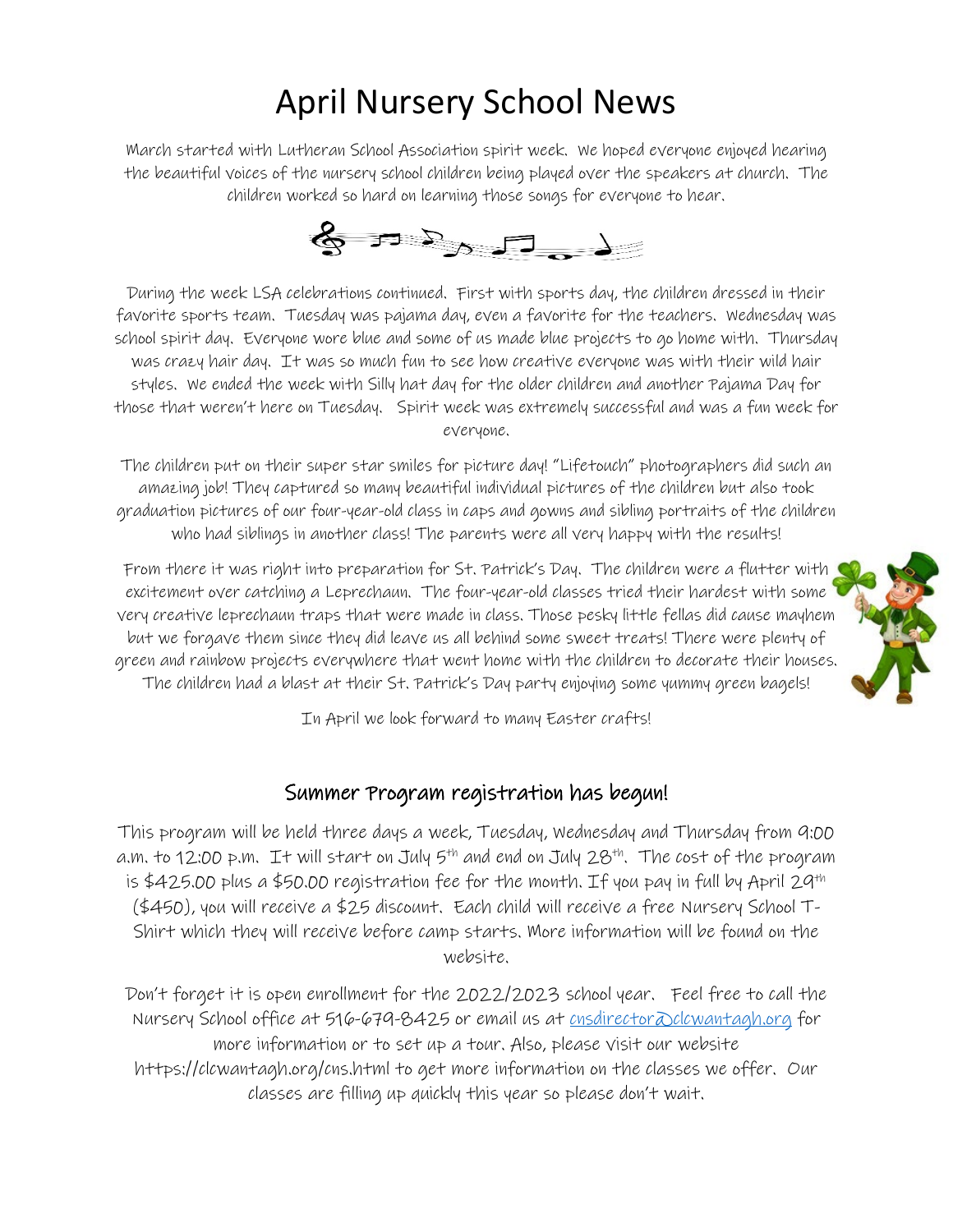# April Nursery School News

March started with Lutheran School Association spirit week. We hoped everyone enjoyed hearing the beautiful voices of the nursery school children being played over the speakers at church. The children worked so hard on learning those songs for everyone to hear.

During the week LSA celebrations continued. First with sports day, the children dressed in their favorite sports team. Tuesday was pajama day, even a favorite for the teachers. Wednesday was school spirit day. Everyone wore blue and some of us made blue projects to go home with. Thursday was crazy hair day. It was so much fun to see how creative everyone was with their wild hair styles. We ended the week with Silly hat day for the older children and another Pajama Day for those that weren't here on Tuesday. Spirit week was extremely successful and was a fun week for everyone.

The children put on their super star smiles for picture day! "Lifetouch" photographers did such an amazing job! They captured so many beautiful individual pictures of the children but also took graduation pictures of our four-year-old class in caps and gowns and sibling portraits of the children who had siblings in another class! The parents were all very happy with the results!

From there it was right into preparation for St. Patrick's Day. The children were a flutter with excitement over catching a Leprechaun. The four-year-old classes tried their hardest with some very creative leprechaun traps that were made in class. Those pesky little fellas did cause mayhem but we forgave them since they did leave us all behind some sweet treats! There were plenty of green and rainbow projects everywhere that went home with the children to decorate their houses. The children had a blast at their St. Patrick's Day party enjoying some yummy green bagels!

In April we look forward to many Easter crafts!

## Summer Program registration has begun!

This program will be held three days a week, Tuesday, Wednesday and Thursday from 9:00 a.m. to 12:00 p.m. It will start on July 5th and end on July 28th. The cost of the program is $425.00 plus a $50.00 registration fee for the month. If you pay in full by April 29th ($450), you will receive a $25 discount. Each child will receive a free Nursery School T-Shirt which they will receive before camp starts. More information will be found on the website.

Don't forget it is open enrollment for the 2022/2023 school year. Feel free to call the Nursery School office at 516-679-8425 or email us at cnsdirector@clcwantagh.org for more information or to set up a tour. Also, please visit our website https://clcwantagh.org/cns.html to get more information on the classes we offer. Our classes are filling up quickly this year so please don't wait.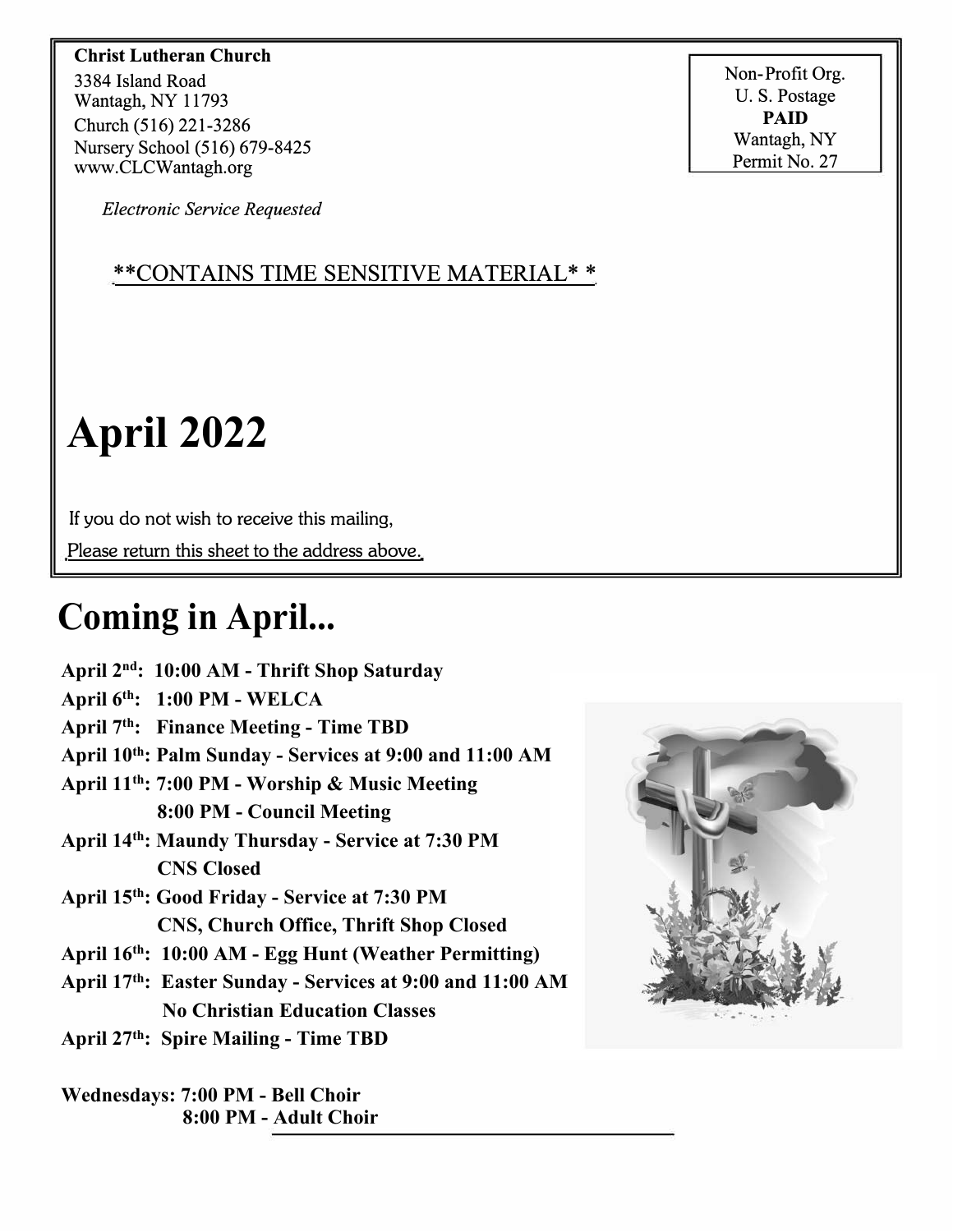**Christ Lutheran Church**
3384 Island Road
Wantagh, NY 11793
Church (516) 221-3286
Nursery School (516) 679-8425
www.CLCWantagh.org

Non-Profit Org.
U. S. Postage
**PAID**
Wantagh, NY
Permit No. 27

*Electronic Service Requested*

**CONTAINS TIME SENSITIVE MATERIAL* *

# April 2022

If you do not wish to receive this mailing,
Please return this sheet to the address above.

# Coming in April...

**April 2nd: 10:00 AM - Thrift Shop Saturday**
**April 6th: 1:00 PM - WELCA**
**April 7th: Finance Meeting - Time TBD**
**April 10th: Palm Sunday - Services at 9:00 and 11:00 AM**
**April 11th: 7:00 PM - Worship & Music Meeting**
**8:00 PM - Council Meeting**
**April 14th: Maundy Thursday - Service at 7:30 PM**
**CNS Closed**
**April 15th: Good Friday - Service at 7:30 PM**
**CNS, Church Office, Thrift Shop Closed**
**April 16th: 10:00 AM - Egg Hunt (Weather Permitting)**
**April 17th: Easter Sunday - Services at 9:00 and 11:00 AM**
**No Christian Education Classes**
**April 27th: Spire Mailing - Time TBD**

**Wednesdays: 7:00 PM - Bell Choir**
**8:00 PM - Adult Choir**